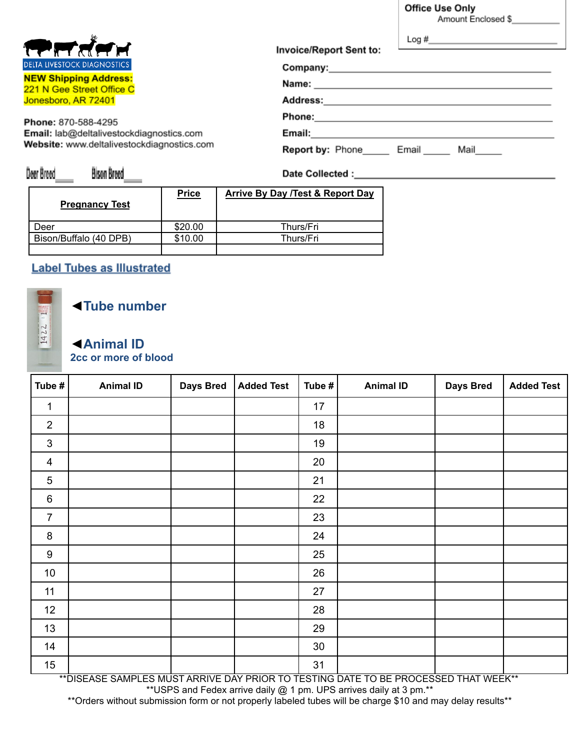Office Use Only
Amount Enclosed $__________
Log #__________

DELTA LIVESTOCK DIAGNOSTICS

**NEW Shipping Address:**
221 N Gee Street Office C
Jonesboro, AR 72401

**Phone:** 870-588-4295
**Email:** lab@deltalivestockdiagnostics.com
**Website:** www.deltalivestockdiagnostics.com

**Invoice/Report Sent to:**

**Company:**__________
**Name:**__________
**Address:**__________
**Phone:**__________
**Email:**__________
**Report by:** Phone_____ Email _____ Mail_____

Deer Bred____ Bison Bred____

**Date Collected :**__________

| **Pregnancy Test** | **Price** | **Arrive By Day /Test & Report Day** |
|---|---|---|
| Deer | $20.00 | Thurs/Fri |
| Bison/Buffalo (40 DPB) | $10.00 | Thurs/Fri |
| | | |

## Label Tubes as Illustrated

◄**Tube number**

◄**Animal ID**
**2cc or more of blood**

| Tube # | Animal ID | Days Bred | Added Test | Tube # | Animal ID | Days Bred | Added Test |
|---|---|---|---|---|---|---|---|
| 1 | | | | 17 | | | |
| 2 | | | | 18 | | | |
| 3 | | | | 19 | | | |
| 4 | | | | 20 | | | |
| 5 | | | | 21 | | | |
| 6 | | | | 22 | | | |
| 7 | | | | 23 | | | |
| 8 | | | | 24 | | | |
| 9 | | | | 25 | | | |
| 10 | | | | 26 | | | |
| 11 | | | | 27 | | | |
| 12 | | | | 28 | | | |
| 13 | | | | 29 | | | |
| 14 | | | | 30 | | | |
| 15 | | | | 31 | | | |

**DISEASE SAMPLES MUST ARRIVE DAY PRIOR TO TESTING DATE TO BE PROCESSED THAT WEEK**
**USPS and Fedex arrive daily @ 1 pm. UPS arrives daily at 3 pm.**
**Orders without submission form or not properly labeled tubes will be charge $10 and may delay results**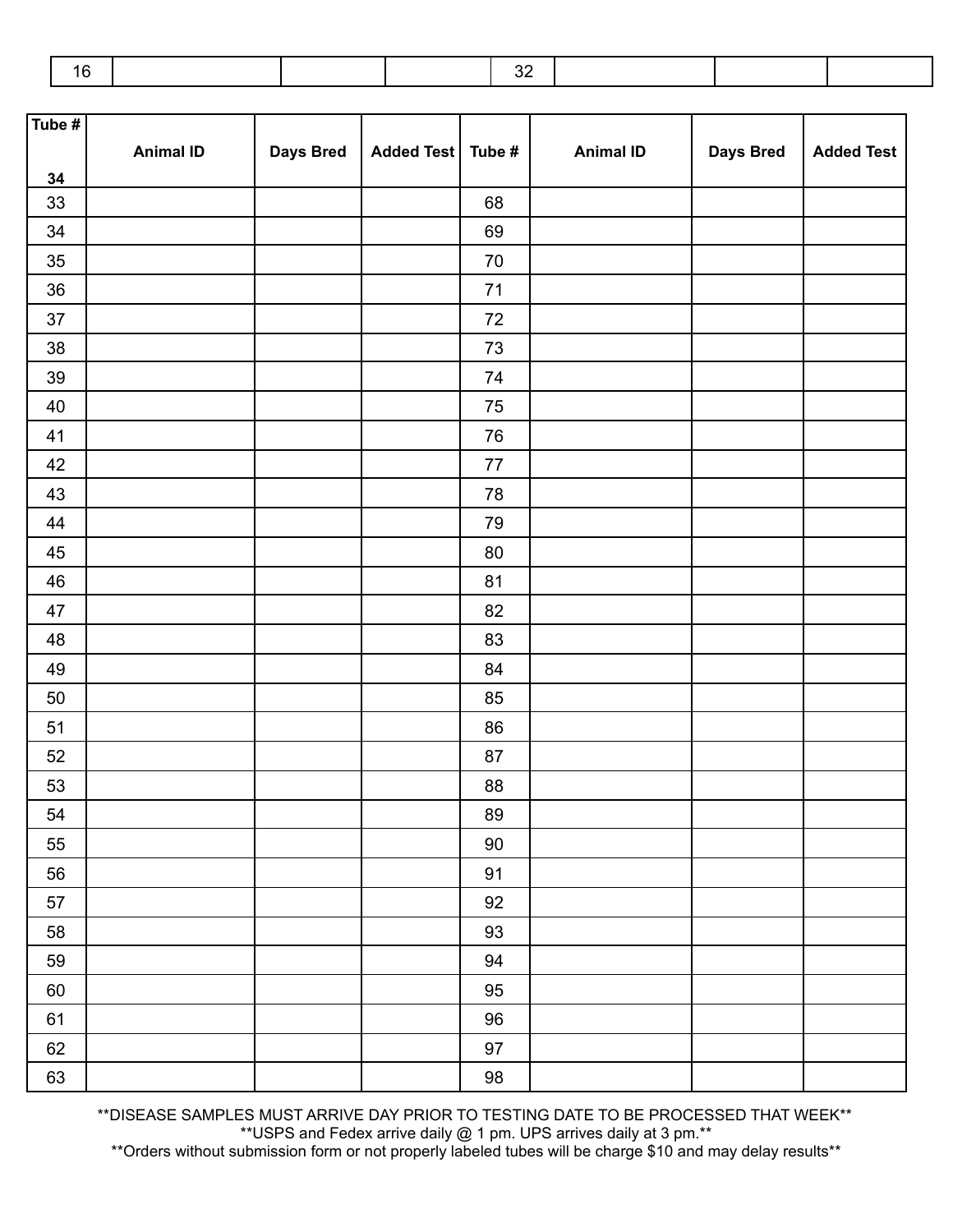| 16 | | | | 32 | | | |
|---|---|---|---|---|---|---|---|

| Tube # 34 | Animal ID | Days Bred | Added Test | Tube # | Animal ID | Days Bred | Added Test |
|---|---|---|---|---|---|---|---|
| 33 | | | | 68 | | | |
| 34 | | | | 69 | | | |
| 35 | | | | 70 | | | |
| 36 | | | | 71 | | | |
| 37 | | | | 72 | | | |
| 38 | | | | 73 | | | |
| 39 | | | | 74 | | | |
| 40 | | | | 75 | | | |
| 41 | | | | 76 | | | |
| 42 | | | | 77 | | | |
| 43 | | | | 78 | | | |
| 44 | | | | 79 | | | |
| 45 | | | | 80 | | | |
| 46 | | | | 81 | | | |
| 47 | | | | 82 | | | |
| 48 | | | | 83 | | | |
| 49 | | | | 84 | | | |
| 50 | | | | 85 | | | |
| 51 | | | | 86 | | | |
| 52 | | | | 87 | | | |
| 53 | | | | 88 | | | |
| 54 | | | | 89 | | | |
| 55 | | | | 90 | | | |
| 56 | | | | 91 | | | |
| 57 | | | | 92 | | | |
| 58 | | | | 93 | | | |
| 59 | | | | 94 | | | |
| 60 | | | | 95 | | | |
| 61 | | | | 96 | | | |
| 62 | | | | 97 | | | |
| 63 | | | | 98 | | | |

**DISEASE SAMPLES MUST ARRIVE DAY PRIOR TO TESTING DATE TO BE PROCESSED THAT WEEK**

**USPS and Fedex arrive daily @ 1 pm. UPS arrives daily at 3 pm.**

**Orders without submission form or not properly labeled tubes will be charge $10 and may delay results**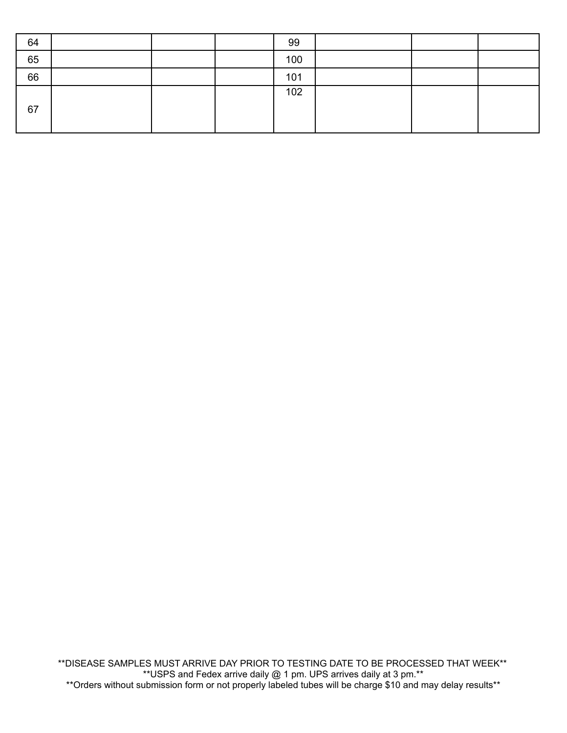| | | | | | | | |
|---|---|---|---|---|---|---|---|
| 64 | | | | 99 | | | |
| 65 | | | | 100 | | | |
| 66 | | | | 101 | | | |
| 67 | | | | 102 | | | |

\*\*DISEASE SAMPLES MUST ARRIVE DAY PRIOR TO TESTING DATE TO BE PROCESSED THAT WEEK\*\*
\*\*USPS and Fedex arrive daily @ 1 pm. UPS arrives daily at 3 pm.\*\*
\*\*Orders without submission form or not properly labeled tubes will be charge $10 and may delay results\*\*